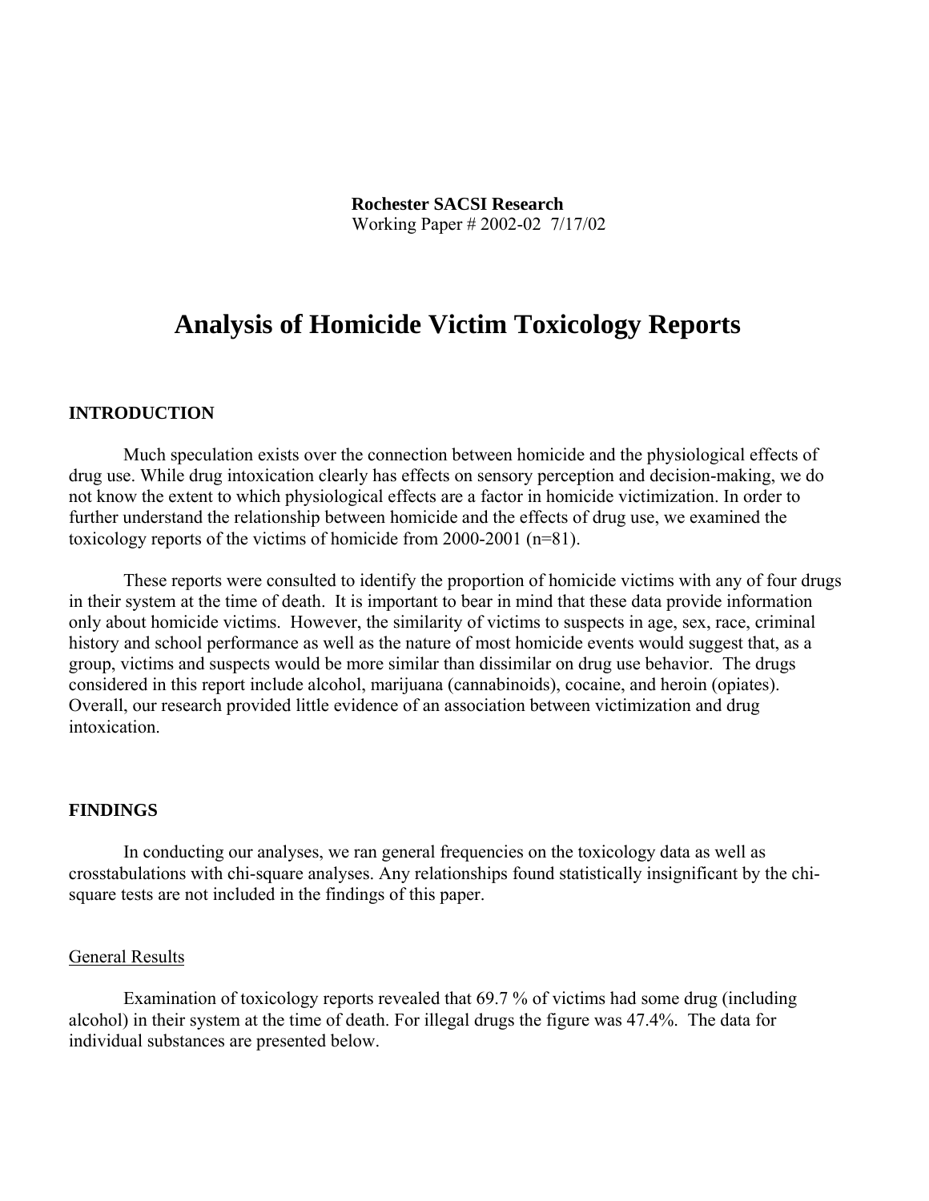**Rochester SACSI Research**
Working Paper # 2002-02 7/17/02

# Analysis of Homicide Victim Toxicology Reports

## INTRODUCTION

Much speculation exists over the connection between homicide and the physiological effects of drug use. While drug intoxication clearly has effects on sensory perception and decision-making, we do not know the extent to which physiological effects are a factor in homicide victimization. In order to further understand the relationship between homicide and the effects of drug use, we examined the toxicology reports of the victims of homicide from 2000-2001 (n=81).

These reports were consulted to identify the proportion of homicide victims with any of four drugs in their system at the time of death. It is important to bear in mind that these data provide information only about homicide victims. However, the similarity of victims to suspects in age, sex, race, criminal history and school performance as well as the nature of most homicide events would suggest that, as a group, victims and suspects would be more similar than dissimilar on drug use behavior. The drugs considered in this report include alcohol, marijuana (cannabinoids), cocaine, and heroin (opiates). Overall, our research provided little evidence of an association between victimization and drug intoxication.

## FINDINGS

In conducting our analyses, we ran general frequencies on the toxicology data as well as crosstabulations with chi-square analyses. Any relationships found statistically insignificant by the chi-square tests are not included in the findings of this paper.

### General Results

Examination of toxicology reports revealed that 69.7 % of victims had some drug (including alcohol) in their system at the time of death. For illegal drugs the figure was 47.4%. The data for individual substances are presented below.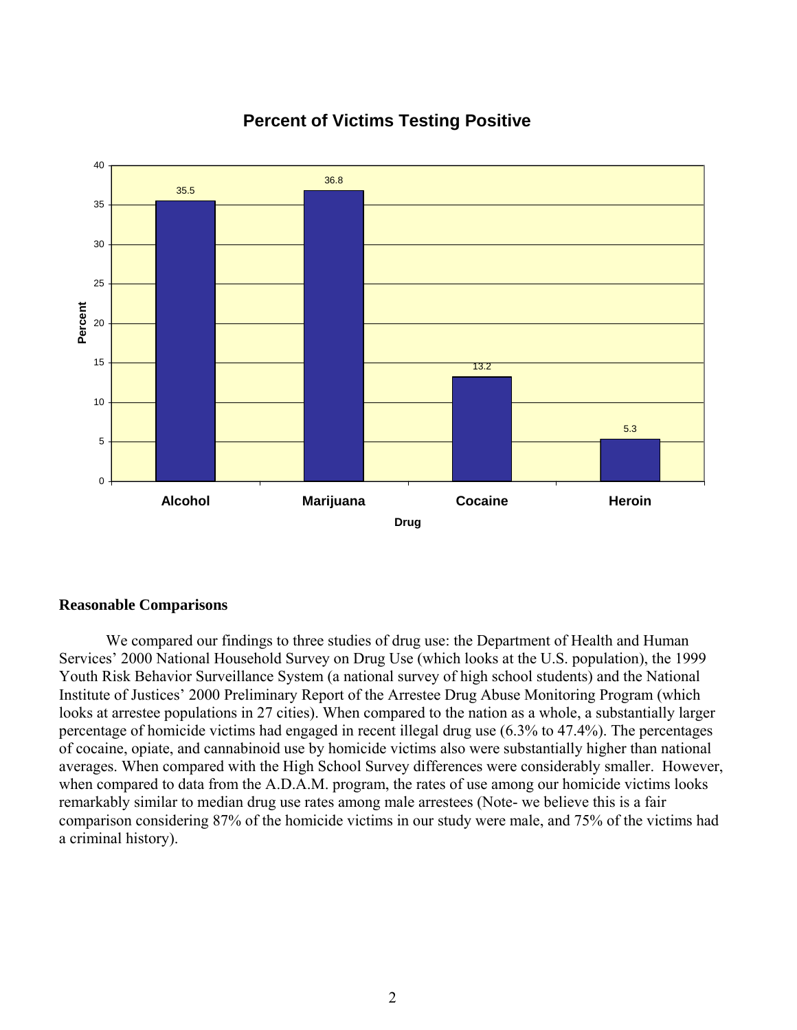**Percent of Victims Testing Positive**

| Drug | Percent |
|---|---|
| Alcohol | 35.5 |
| Marijuana | 36.8 |
| Cocaine | 13.2 |
| Heroin | 5.3 |

## Reasonable Comparisons

We compared our findings to three studies of drug use: the Department of Health and Human Services' 2000 National Household Survey on Drug Use (which looks at the U.S. population), the 1999 Youth Risk Behavior Surveillance System (a national survey of high school students) and the National Institute of Justices' 2000 Preliminary Report of the Arrestee Drug Abuse Monitoring Program (which looks at arrestee populations in 27 cities). When compared to the nation as a whole, a substantially larger percentage of homicide victims had engaged in recent illegal drug use (6.3% to 47.4%). The percentages of cocaine, opiate, and cannabinoid use by homicide victims also were substantially higher than national averages. When compared with the High School Survey differences were considerably smaller. However, when compared to data from the A.D.A.M. program, the rates of use among our homicide victims looks remarkably similar to median drug use rates among male arrestees (Note- we believe this is a fair comparison considering 87% of the homicide victims in our study were male, and 75% of the victims had a criminal history).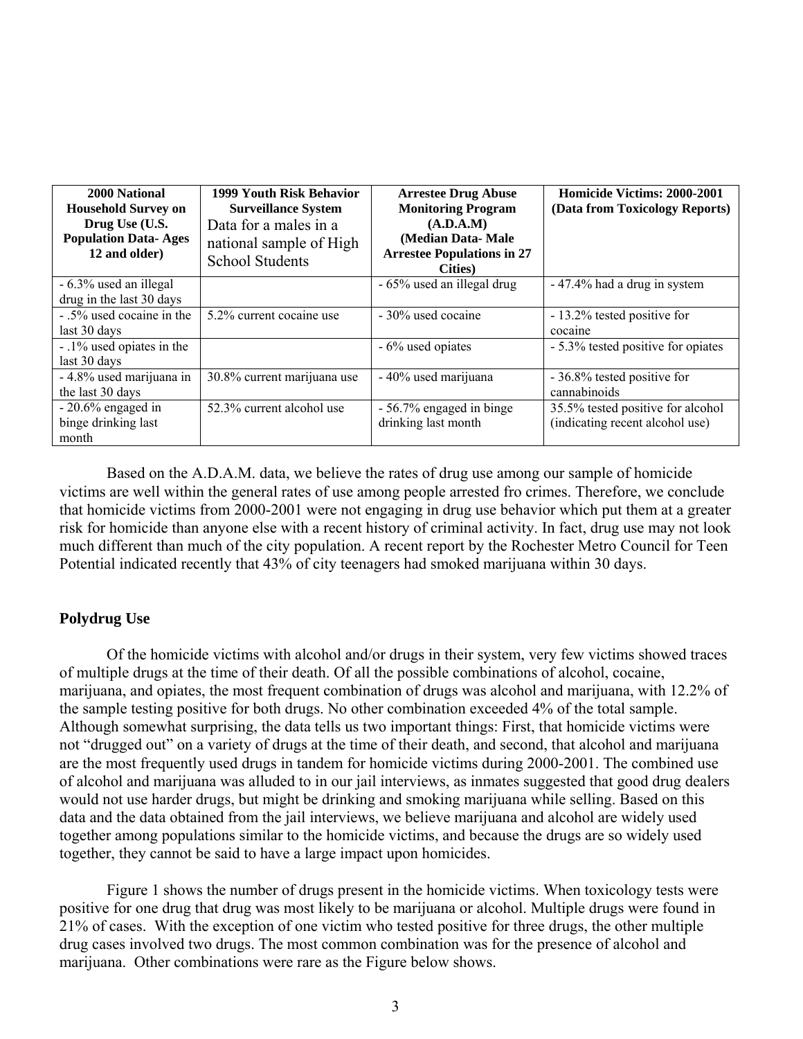| **2000 National Household Survey on Drug Use (U.S. Population Data- Ages 12 and older)** | **1999 Youth Risk Behavior Surveillance System** Data for a males in a national sample of High School Students | **Arrestee Drug Abuse Monitoring Program (A.D.A.M) (Median Data- Male Arrestee Populations in 27 Cities)** | **Homicide Victims: 2000-2001 (Data from Toxicology Reports)** |
|---|---|---|---|
| - 6.3% used an illegal drug in the last 30 days | | - 65% used an illegal drug | - 47.4% had a drug in system |
| - .5% used cocaine in the last 30 days | 5.2% current cocaine use | - 30% used cocaine | - 13.2% tested positive for cocaine |
| - .1% used opiates in the last 30 days | | - 6% used opiates | - 5.3% tested positive for opiates |
| - 4.8% used marijuana in the last 30 days | 30.8% current marijuana use | - 40% used marijuana | - 36.8% tested positive for cannabinoids |
| - 20.6% engaged in binge drinking last month | 52.3% current alcohol use | - 56.7% engaged in binge drinking last month | 35.5% tested positive for alcohol (indicating recent alcohol use) |

Based on the A.D.A.M. data, we believe the rates of drug use among our sample of homicide victims are well within the general rates of use among people arrested fro crimes. Therefore, we conclude that homicide victims from 2000-2001 were not engaging in drug use behavior which put them at a greater risk for homicide than anyone else with a recent history of criminal activity. In fact, drug use may not look much different than much of the city population. A recent report by the Rochester Metro Council for Teen Potential indicated recently that 43% of city teenagers had smoked marijuana within 30 days.

## Polydrug Use

Of the homicide victims with alcohol and/or drugs in their system, very few victims showed traces of multiple drugs at the time of their death. Of all the possible combinations of alcohol, cocaine, marijuana, and opiates, the most frequent combination of drugs was alcohol and marijuana, with 12.2% of the sample testing positive for both drugs. No other combination exceeded 4% of the total sample. Although somewhat surprising, the data tells us two important things: First, that homicide victims were not "drugged out" on a variety of drugs at the time of their death, and second, that alcohol and marijuana are the most frequently used drugs in tandem for homicide victims during 2000-2001. The combined use of alcohol and marijuana was alluded to in our jail interviews, as inmates suggested that good drug dealers would not use harder drugs, but might be drinking and smoking marijuana while selling. Based on this data and the data obtained from the jail interviews, we believe marijuana and alcohol are widely used together among populations similar to the homicide victims, and because the drugs are so widely used together, they cannot be said to have a large impact upon homicides.

Figure 1 shows the number of drugs present in the homicide victims. When toxicology tests were positive for one drug that drug was most likely to be marijuana or alcohol. Multiple drugs were found in 21% of cases. With the exception of one victim who tested positive for three drugs, the other multiple drug cases involved two drugs. The most common combination was for the presence of alcohol and marijuana. Other combinations were rare as the Figure below shows.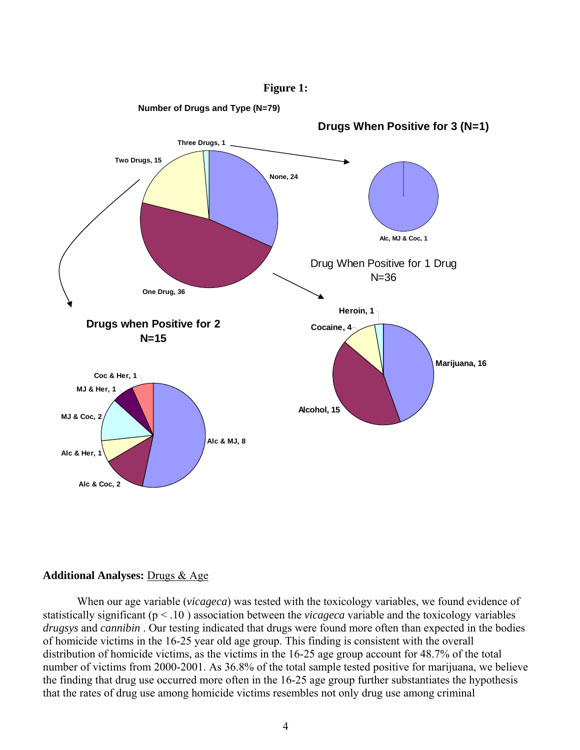**Figure 1:**

**Number of Drugs and Type (N=79)**

**Drugs When Positive for 3 (N=1)**

Three Drugs, 1

Two Drugs, 15

None, 24

One Drug, 36

Alc, MJ & Coc, 1

Drug When Positive for 1 Drug
N=36

Heroin, 1

Cocaine, 4

Marijuana, 16

Alcohol, 15

**Drugs when Positive for 2**
**N=15**

Coc & Her, 1

MJ & Her, 1

MJ & Coc, 2

Alc & Her, 1

Alc & Coc, 2

Alc & MJ, 8

**Additional Analyses:** Drugs & Age

When our age variable (*vicageca*) was tested with the toxicology variables, we found evidence of statistically significant ($p < .10$ ) association between the *vicageca* variable and the toxicology variables *drugsys* and *cannibin* . Our testing indicated that drugs were found more often than expected in the bodies of homicide victims in the 16-25 year old age group. This finding is consistent with the overall distribution of homicide victims, as the victims in the 16-25 age group account for 48.7% of the total number of victims from 2000-2001. As 36.8% of the total sample tested positive for marijuana, we believe the finding that drug use occurred more often in the 16-25 age group further substantiates the hypothesis that the rates of drug use among homicide victims resembles not only drug use among criminal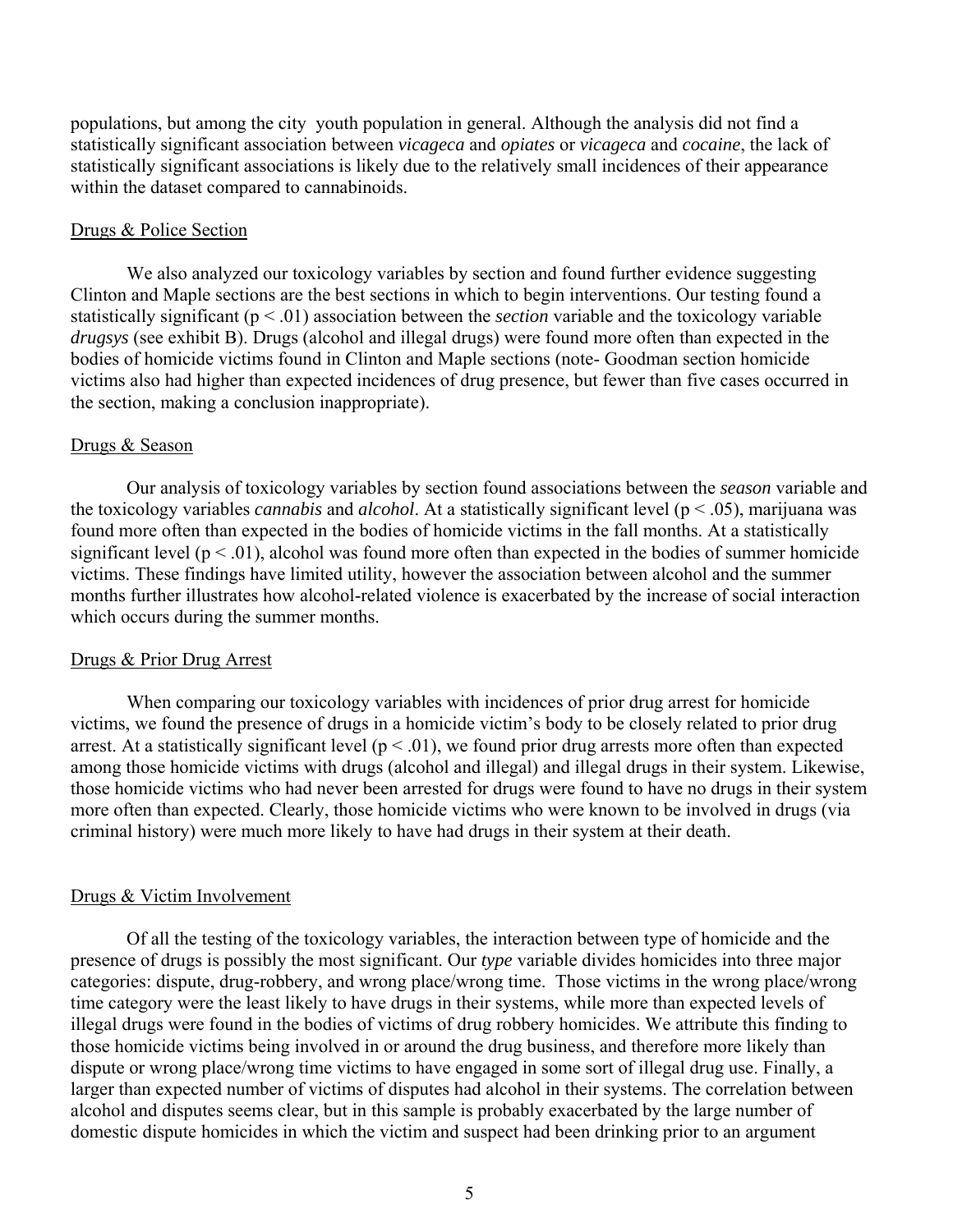populations, but among the city youth population in general. Although the analysis did not find a statistically significant association between *vicageca* and *opiates* or *vicageca* and *cocaine*, the lack of statistically significant associations is likely due to the relatively small incidences of their appearance within the dataset compared to cannabinoids.

Drugs & Police Section

We also analyzed our toxicology variables by section and found further evidence suggesting Clinton and Maple sections are the best sections in which to begin interventions. Our testing found a statistically significant ($p < .01$) association between the *section* variable and the toxicology variable *drugsys* (see exhibit B). Drugs (alcohol and illegal drugs) were found more often than expected in the bodies of homicide victims found in Clinton and Maple sections (note- Goodman section homicide victims also had higher than expected incidences of drug presence, but fewer than five cases occurred in the section, making a conclusion inappropriate).

Drugs & Season

Our analysis of toxicology variables by section found associations between the *season* variable and the toxicology variables *cannabis* and *alcohol*. At a statistically significant level ($p < .05$), marijuana was found more often than expected in the bodies of homicide victims in the fall months. At a statistically significant level ($p < .01$), alcohol was found more often than expected in the bodies of summer homicide victims. These findings have limited utility, however the association between alcohol and the summer months further illustrates how alcohol-related violence is exacerbated by the increase of social interaction which occurs during the summer months.

Drugs & Prior Drug Arrest

When comparing our toxicology variables with incidences of prior drug arrest for homicide victims, we found the presence of drugs in a homicide victim's body to be closely related to prior drug arrest. At a statistically significant level ($p < .01$), we found prior drug arrests more often than expected among those homicide victims with drugs (alcohol and illegal) and illegal drugs in their system. Likewise, those homicide victims who had never been arrested for drugs were found to have no drugs in their system more often than expected. Clearly, those homicide victims who were known to be involved in drugs (via criminal history) were much more likely to have had drugs in their system at their death.

Drugs & Victim Involvement

Of all the testing of the toxicology variables, the interaction between type of homicide and the presence of drugs is possibly the most significant. Our *type* variable divides homicides into three major categories: dispute, drug-robbery, and wrong place/wrong time. Those victims in the wrong place/wrong time category were the least likely to have drugs in their systems, while more than expected levels of illegal drugs were found in the bodies of victims of drug robbery homicides. We attribute this finding to those homicide victims being involved in or around the drug business, and therefore more likely than dispute or wrong place/wrong time victims to have engaged in some sort of illegal drug use. Finally, a larger than expected number of victims of disputes had alcohol in their systems. The correlation between alcohol and disputes seems clear, but in this sample is probably exacerbated by the large number of domestic dispute homicides in which the victim and suspect had been drinking prior to an argument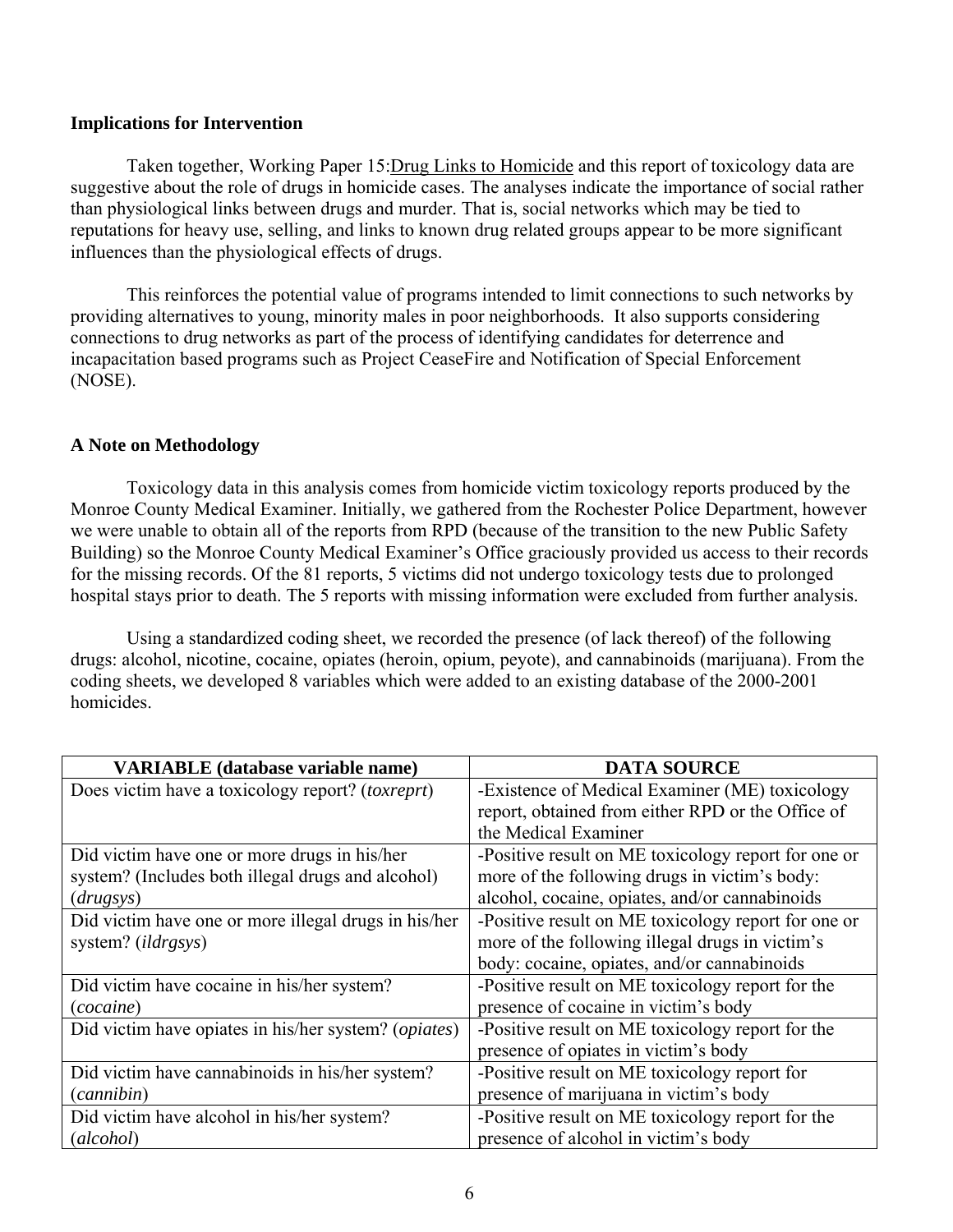**Implications for Intervention**

Taken together, Working Paper 15:Drug Links to Homicide and this report of toxicology data are suggestive about the role of drugs in homicide cases. The analyses indicate the importance of social rather than physiological links between drugs and murder. That is, social networks which may be tied to reputations for heavy use, selling, and links to known drug related groups appear to be more significant influences than the physiological effects of drugs.

This reinforces the potential value of programs intended to limit connections to such networks by providing alternatives to young, minority males in poor neighborhoods. It also supports considering connections to drug networks as part of the process of identifying candidates for deterrence and incapacitation based programs such as Project CeaseFire and Notification of Special Enforcement (NOSE).

**A Note on Methodology**

Toxicology data in this analysis comes from homicide victim toxicology reports produced by the Monroe County Medical Examiner. Initially, we gathered from the Rochester Police Department, however we were unable to obtain all of the reports from RPD (because of the transition to the new Public Safety Building) so the Monroe County Medical Examiner's Office graciously provided us access to their records for the missing records. Of the 81 reports, 5 victims did not undergo toxicology tests due to prolonged hospital stays prior to death. The 5 reports with missing information were excluded from further analysis.

Using a standardized coding sheet, we recorded the presence (of lack thereof) of the following drugs: alcohol, nicotine, cocaine, opiates (heroin, opium, peyote), and cannabinoids (marijuana). From the coding sheets, we developed 8 variables which were added to an existing database of the 2000-2001 homicides.

| VARIABLE (database variable name) | DATA SOURCE |
|---|---|
| Does victim have a toxicology report? (*toxreprt*) | -Existence of Medical Examiner (ME) toxicology report, obtained from either RPD or the Office of the Medical Examiner |
| Did victim have one or more drugs in his/her system? (Includes both illegal drugs and alcohol) (*drugsys*) | -Positive result on ME toxicology report for one or more of the following drugs in victim's body: alcohol, cocaine, opiates, and/or cannabinoids |
| Did victim have one or more illegal drugs in his/her system? (*ildrgsys*) | -Positive result on ME toxicology report for one or more of the following illegal drugs in victim's body: cocaine, opiates, and/or cannabinoids |
| Did victim have cocaine in his/her system? (*cocaine*) | -Positive result on ME toxicology report for the presence of cocaine in victim's body |
| Did victim have opiates in his/her system? (*opiates*) | -Positive result on ME toxicology report for the presence of opiates in victim's body |
| Did victim have cannabinoids in his/her system? (*cannibin*) | -Positive result on ME toxicology report for presence of marijuana in victim's body |
| Did victim have alcohol in his/her system? (*alcohol*) | -Positive result on ME toxicology report for the presence of alcohol in victim's body |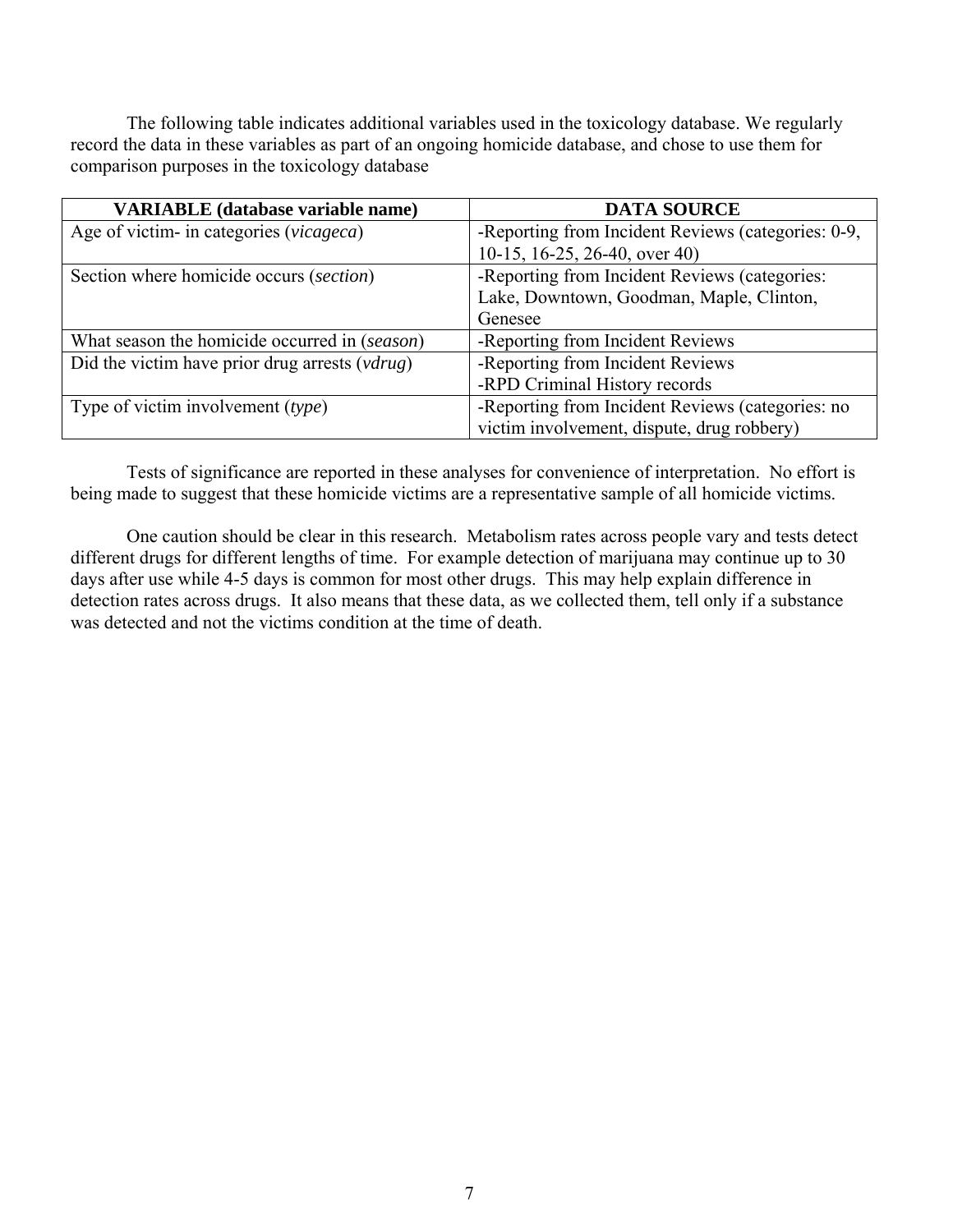The following table indicates additional variables used in the toxicology database. We regularly record the data in these variables as part of an ongoing homicide database, and chose to use them for comparison purposes in the toxicology database

| VARIABLE (database variable name) | DATA SOURCE |
|---|---|
| Age of victim- in categories (*vicageca*) | -Reporting from Incident Reviews (categories: 0-9, 10-15, 16-25, 26-40, over 40) |
| Section where homicide occurs (*section*) | -Reporting from Incident Reviews (categories: Lake, Downtown, Goodman, Maple, Clinton, Genesee |
| What season the homicide occurred in (*season*) | -Reporting from Incident Reviews |
| Did the victim have prior drug arrests (*vdrug*) | -Reporting from Incident Reviews<br>-RPD Criminal History records |
| Type of victim involvement (*type*) | -Reporting from Incident Reviews (categories: no victim involvement, dispute, drug robbery) |

Tests of significance are reported in these analyses for convenience of interpretation. No effort is being made to suggest that these homicide victims are a representative sample of all homicide victims.

One caution should be clear in this research. Metabolism rates across people vary and tests detect different drugs for different lengths of time. For example detection of marijuana may continue up to 30 days after use while 4-5 days is common for most other drugs. This may help explain difference in detection rates across drugs. It also means that these data, as we collected them, tell only if a substance was detected and not the victims condition at the time of death.